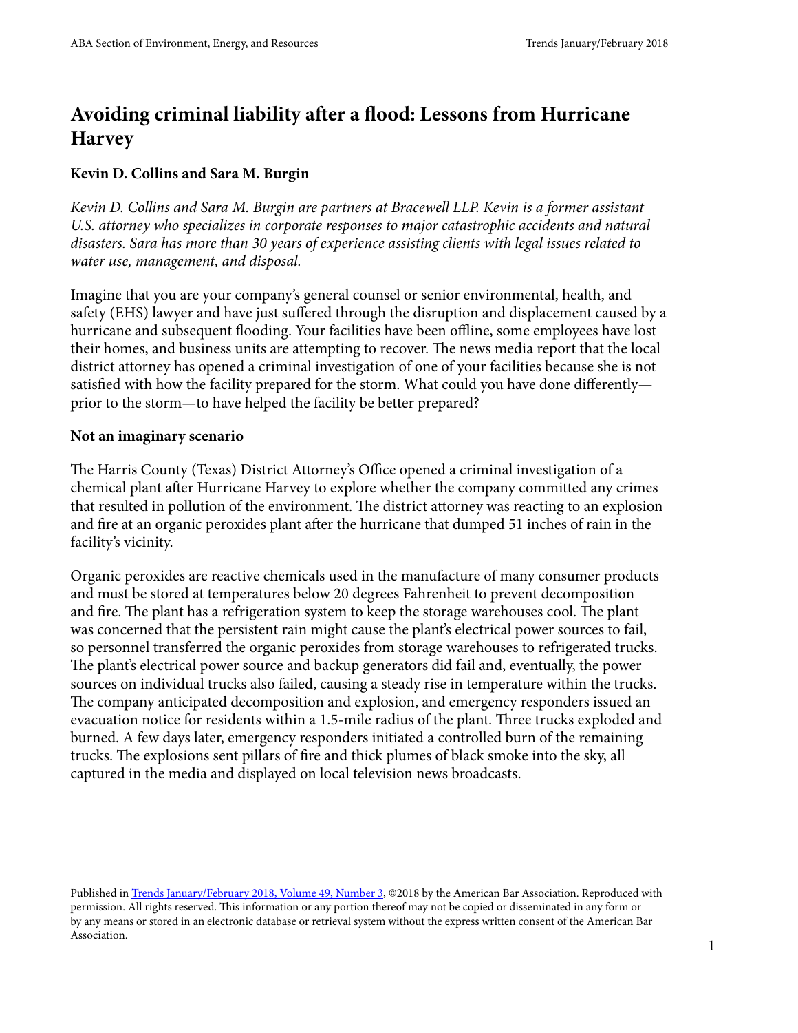# Avoiding criminal liability after a flood: Lessons from Hurricane Harvey

**Kevin D. Collins and Sara M. Burgin**

*Kevin D. Collins and Sara M. Burgin are partners at Bracewell LLP. Kevin is a former assistant U.S. attorney who specializes in corporate responses to major catastrophic accidents and natural disasters. Sara has more than 30 years of experience assisting clients with legal issues related to water use, management, and disposal.*

Imagine that you are your company's general counsel or senior environmental, health, and safety (EHS) lawyer and have just suffered through the disruption and displacement caused by a hurricane and subsequent flooding. Your facilities have been offline, some employees have lost their homes, and business units are attempting to recover. The news media report that the local district attorney has opened a criminal investigation of one of your facilities because she is not satisfied with how the facility prepared for the storm. What could you have done differently—prior to the storm—to have helped the facility be better prepared?

**Not an imaginary scenario**

The Harris County (Texas) District Attorney's Office opened a criminal investigation of a chemical plant after Hurricane Harvey to explore whether the company committed any crimes that resulted in pollution of the environment. The district attorney was reacting to an explosion and fire at an organic peroxides plant after the hurricane that dumped 51 inches of rain in the facility's vicinity.

Organic peroxides are reactive chemicals used in the manufacture of many consumer products and must be stored at temperatures below 20 degrees Fahrenheit to prevent decomposition and fire. The plant has a refrigeration system to keep the storage warehouses cool. The plant was concerned that the persistent rain might cause the plant's electrical power sources to fail, so personnel transferred the organic peroxides from storage warehouses to refrigerated trucks. The plant's electrical power source and backup generators did fail and, eventually, the power sources on individual trucks also failed, causing a steady rise in temperature within the trucks. The company anticipated decomposition and explosion, and emergency responders issued an evacuation notice for residents within a 1.5-mile radius of the plant. Three trucks exploded and burned. A few days later, emergency responders initiated a controlled burn of the remaining trucks. The explosions sent pillars of fire and thick plumes of black smoke into the sky, all captured in the media and displayed on local television news broadcasts.

Published in Trends January/February 2018, Volume 49, Number 3, ©2018 by the American Bar Association. Reproduced with permission. All rights reserved. This information or any portion thereof may not be copied or disseminated in any form or by any means or stored in an electronic database or retrieval system without the express written consent of the American Bar Association.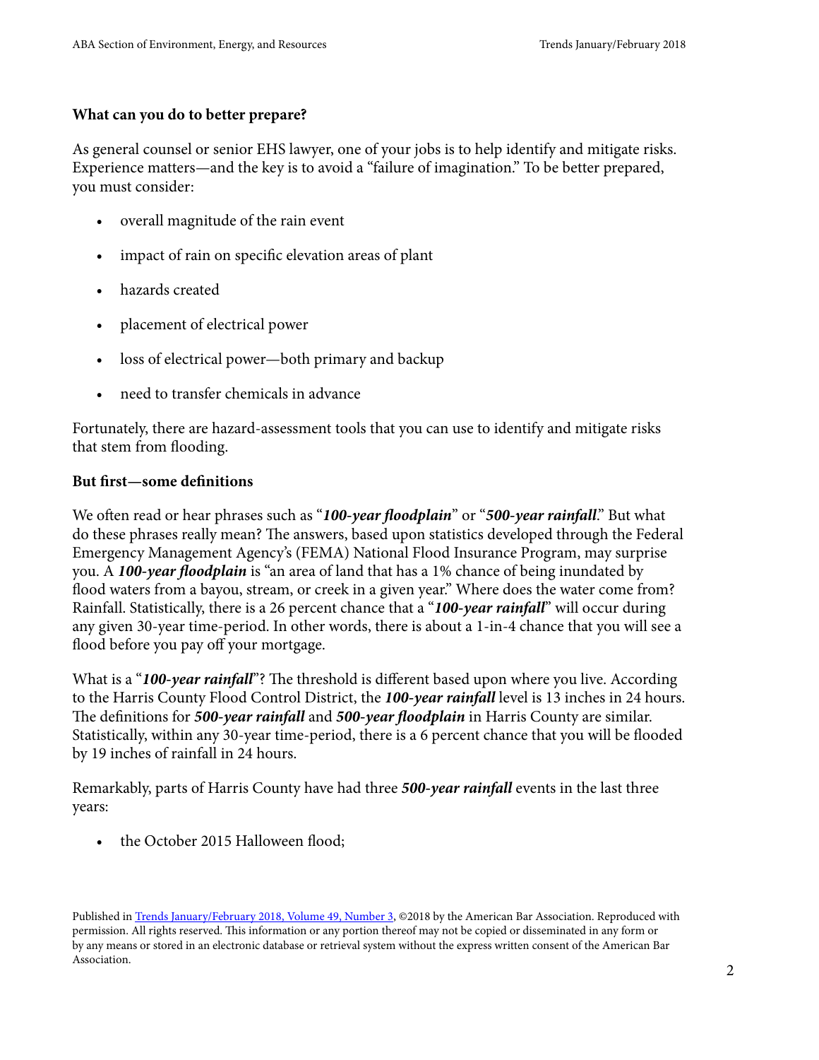**What can you do to better prepare?**

As general counsel or senior EHS lawyer, one of your jobs is to help identify and mitigate risks. Experience matters—and the key is to avoid a "failure of imagination." To be better prepared, you must consider:

- overall magnitude of the rain event
- impact of rain on specific elevation areas of plant
- hazards created
- placement of electrical power
- loss of electrical power—both primary and backup
- need to transfer chemicals in advance

Fortunately, there are hazard-assessment tools that you can use to identify and mitigate risks that stem from flooding.

**But first—some definitions**

We often read or hear phrases such as "***100-year floodplain***" or "***500-year rainfall***." But what do these phrases really mean? The answers, based upon statistics developed through the Federal Emergency Management Agency's (FEMA) National Flood Insurance Program, may surprise you. A ***100-year floodplain*** is "an area of land that has a 1% chance of being inundated by flood waters from a bayou, stream, or creek in a given year." Where does the water come from? Rainfall. Statistically, there is a 26 percent chance that a "***100-year rainfall***" will occur during any given 30-year time-period. In other words, there is about a 1-in-4 chance that you will see a flood before you pay off your mortgage.

What is a "***100-year rainfall***"? The threshold is different based upon where you live. According to the Harris County Flood Control District, the ***100-year rainfall*** level is 13 inches in 24 hours. The definitions for ***500-year rainfall*** and ***500-year floodplain*** in Harris County are similar. Statistically, within any 30-year time-period, there is a 6 percent chance that you will be flooded by 19 inches of rainfall in 24 hours.

Remarkably, parts of Harris County have had three ***500-year rainfall*** events in the last three years:

- the October 2015 Halloween flood;

Published in [Trends January/February 2018, Volume 49, Number 3](), ©2018 by the American Bar Association. Reproduced with permission. All rights reserved. This information or any portion thereof may not be copied or disseminated in any form or by any means or stored in an electronic database or retrieval system without the express written consent of the American Bar Association.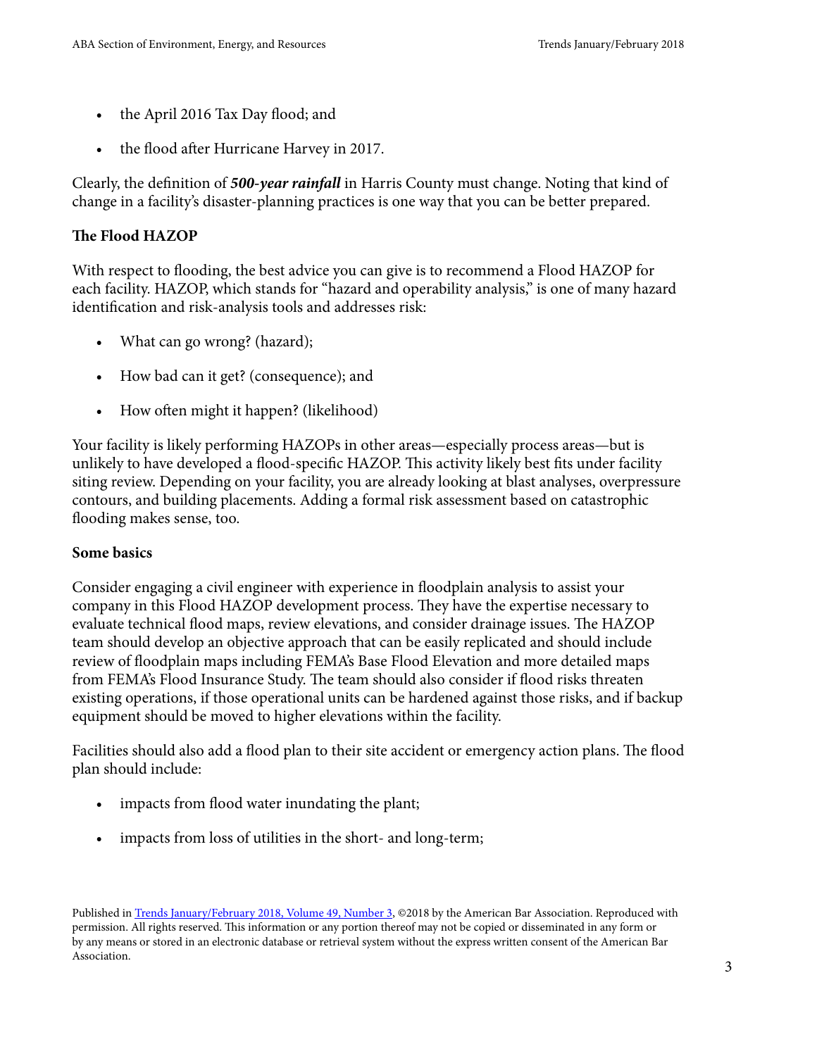- the April 2016 Tax Day flood; and
- the flood after Hurricane Harvey in 2017.

Clearly, the definition of ***500-year rainfall*** in Harris County must change. Noting that kind of change in a facility's disaster-planning practices is one way that you can be better prepared.

**The Flood HAZOP**

With respect to flooding, the best advice you can give is to recommend a Flood HAZOP for each facility. HAZOP, which stands for "hazard and operability analysis," is one of many hazard identification and risk-analysis tools and addresses risk:

- What can go wrong? (hazard);
- How bad can it get? (consequence); and
- How often might it happen? (likelihood)

Your facility is likely performing HAZOPs in other areas—especially process areas—but is unlikely to have developed a flood-specific HAZOP. This activity likely best fits under facility siting review. Depending on your facility, you are already looking at blast analyses, overpressure contours, and building placements. Adding a formal risk assessment based on catastrophic flooding makes sense, too.

**Some basics**

Consider engaging a civil engineer with experience in floodplain analysis to assist your company in this Flood HAZOP development process. They have the expertise necessary to evaluate technical flood maps, review elevations, and consider drainage issues. The HAZOP team should develop an objective approach that can be easily replicated and should include review of floodplain maps including FEMA's Base Flood Elevation and more detailed maps from FEMA's Flood Insurance Study. The team should also consider if flood risks threaten existing operations, if those operational units can be hardened against those risks, and if backup equipment should be moved to higher elevations within the facility.

Facilities should also add a flood plan to their site accident or emergency action plans. The flood plan should include:

- impacts from flood water inundating the plant;
- impacts from loss of utilities in the short- and long-term;

Published in [Trends January/February 2018, Volume 49, Number 3](), ©2018 by the American Bar Association. Reproduced with permission. All rights reserved. This information or any portion thereof may not be copied or disseminated in any form or by any means or stored in an electronic database or retrieval system without the express written consent of the American Bar Association.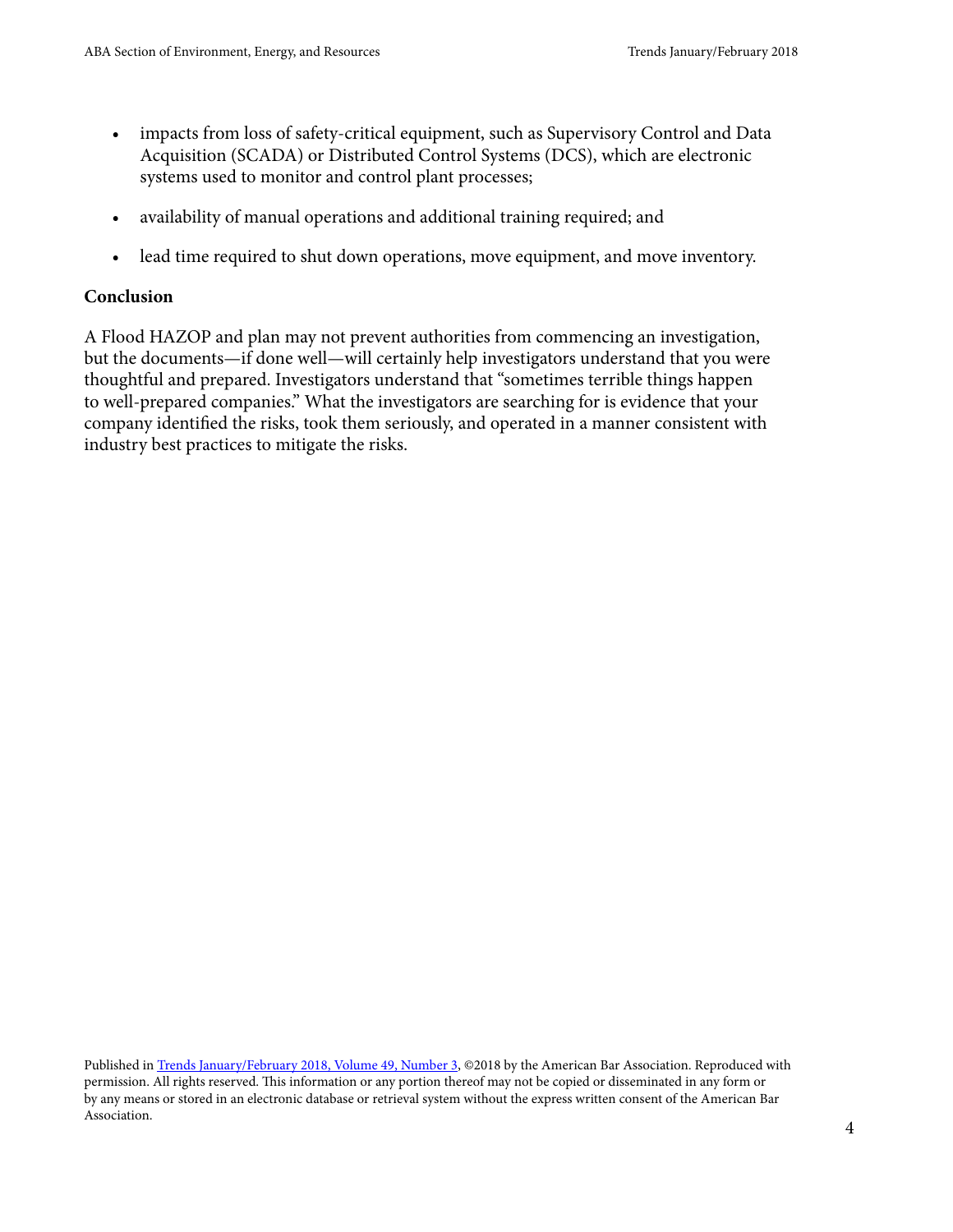- impacts from loss of safety-critical equipment, such as Supervisory Control and Data Acquisition (SCADA) or Distributed Control Systems (DCS), which are electronic systems used to monitor and control plant processes;
- availability of manual operations and additional training required; and
- lead time required to shut down operations, move equipment, and move inventory.

**Conclusion**

A Flood HAZOP and plan may not prevent authorities from commencing an investigation, but the documents—if done well—will certainly help investigators understand that you were thoughtful and prepared. Investigators understand that "sometimes terrible things happen to well-prepared companies." What the investigators are searching for is evidence that your company identified the risks, took them seriously, and operated in a manner consistent with industry best practices to mitigate the risks.

Published in [Trends January/February 2018, Volume 49, Number 3](), ©2018 by the American Bar Association. Reproduced with permission. All rights reserved. This information or any portion thereof may not be copied or disseminated in any form or by any means or stored in an electronic database or retrieval system without the express written consent of the American Bar Association.